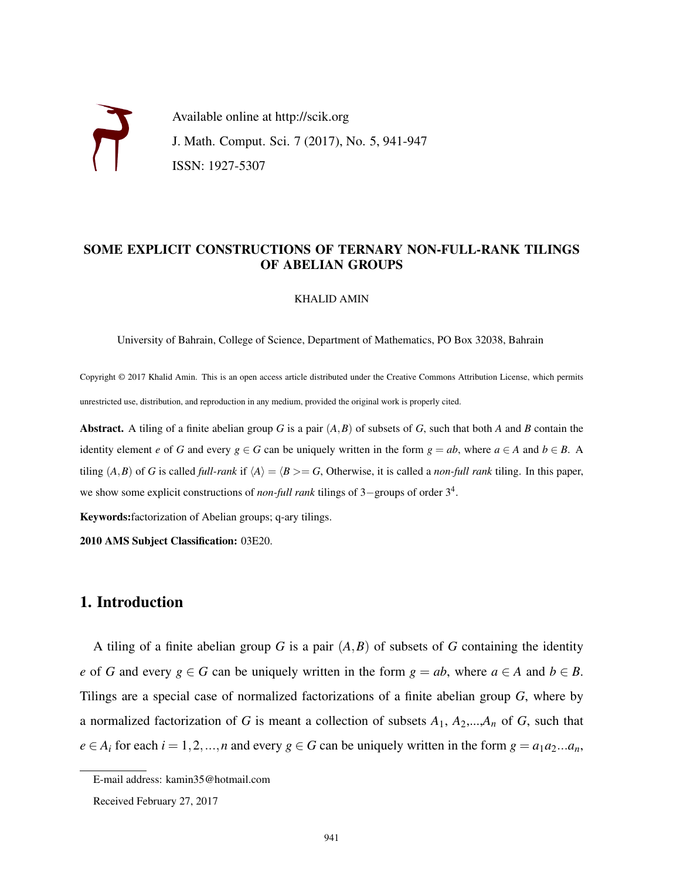Available online at http://scik.org

J. Math. Comput. Sci. 7 (2017), No. 5, 941-947

ISSN: 1927-5307

# SOME EXPLICIT CONSTRUCTIONS OF TERNARY NON-FULL-RANK TILINGS OF ABELIAN GROUPS

KHALID AMIN

University of Bahrain, College of Science, Department of Mathematics, PO Box 32038, Bahrain

Copyright © 2017 Khalid Amin. This is an open access article distributed under the Creative Commons Attribution License, which permits unrestricted use, distribution, and reproduction in any medium, provided the original work is properly cited.

**Abstract.** A tiling of a finite abelian group $G$ is a pair $(A,B)$ of subsets of $G$, such that both $A$ and $B$ contain the identity element $e$ of $G$ and every $g \in G$ can be uniquely written in the form $g = ab$, where $a \in A$ and $b \in B$. A tiling $(A,B)$ of $G$ is called *full-rank* if $\langle A \rangle = \langle B >= G$, Otherwise, it is called a *non-full rank* tiling. In this paper, we show some explicit constructions of *non-full rank* tilings of $3-$groups of order $3^4$.

**Keywords:** factorization of Abelian groups; q-ary tilings.

**2010 AMS Subject Classification:** 03E20.

## 1. Introduction

A tiling of a finite abelian group $G$ is a pair $(A,B)$ of subsets of $G$ containing the identity $e$ of $G$ and every $g \in G$ can be uniquely written in the form $g = ab$, where $a \in A$ and $b \in B$. Tilings are a special case of normalized factorizations of a finite abelian group $G$, where by a normalized factorization of $G$ is meant a collection of subsets $A_1, A_2,...,A_n$ of $G$, such that $e \in A_i$ for each $i = 1,2,...,n$ and every $g \in G$ can be uniquely written in the form $g = a_1a_2...a_n$,

E-mail address: kamin35@hotmail.com

Received February 27, 2017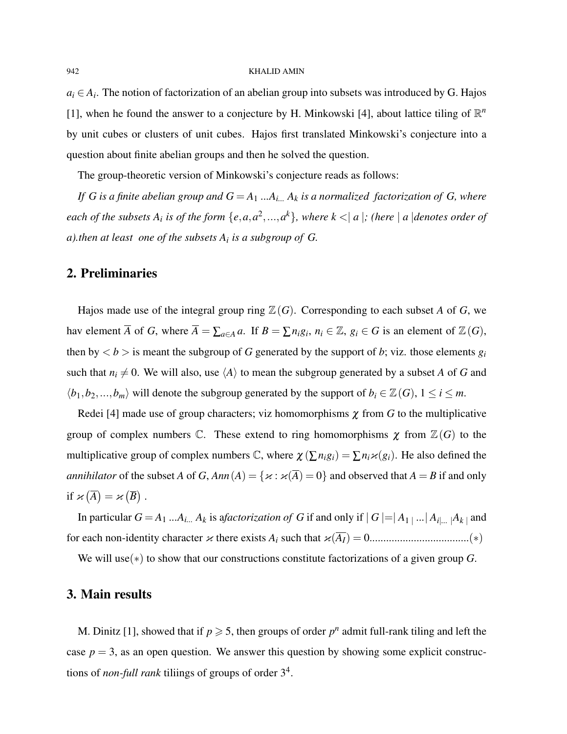$a_i \in A_i$. The notion of factorization of an abelian group into subsets was introduced by G. Hajos [1], when he found the answer to a conjecture by H. Minkowski [4], about lattice tiling of $\mathbb{R}^n$ by unit cubes or clusters of unit cubes. Hajos first translated Minkowski's conjecture into a question about finite abelian groups and then he solved the question.

The group-theoretic version of Minkowski's conjecture reads as follows:

*If $G$ is a finite abelian group and $G = A_1 \ldots A_{i\ldots} A_k$ is a normalized factorization of $G$, where each of the subsets $A_i$ is of the form $\{e, a, a^2, \ldots, a^k\}$, where $k <| a |$; (here $| a |$denotes order of $a$).then at least one of the subsets $A_i$ is a subgroup of $G$.*

## 2. Preliminaries

Hajos made use of the integral group ring $\mathbb{Z}(G)$. Corresponding to each subset $A$ of $G$, we hav element $\overline{A}$ of $G$, where $\overline{A} = \sum_{a \in A} a$. If $B = \sum n_i g_i$, $n_i \in \mathbb{Z}$, $g_i \in G$ is an element of $\mathbb{Z}(G)$, then by $< b >$ is meant the subgroup of $G$ generated by the support of $b$; viz. those elements $g_i$ such that $n_i \neq 0$. We will also, use $\langle A \rangle$ to mean the subgroup generated by a subset $A$ of $G$ and $\langle b_1, b_2, \ldots, b_m \rangle$ will denote the subgroup generated by the support of $b_i \in \mathbb{Z}(G)$, $1 \leq i \leq m$.

Redei [4] made use of group characters; viz homomorphisms $\chi$ from $G$ to the multiplicative group of complex numbers $\mathbb{C}$. These extend to ring homomorphisms $\chi$ from $\mathbb{Z}(G)$ to the multiplicative group of complex numbers $\mathbb{C}$, where $\chi(\sum n_i g_i) = \sum n_i \varkappa(g_i)$. He also defined the *annihilator* of the subset $A$ of $G$, $Ann(A) = \{\varkappa : \varkappa(\overline{A}) = 0\}$ and observed that $A = B$ if and only if $\varkappa(\overline{A}) = \varkappa(\overline{B})$ .

In particular $G = A_1 \ldots A_{i\ldots} A_k$ is a*factorization of* $G$ if and only if $| G |=| A_1 | \ldots | A_{i|\ldots} |A_k |$ and for each non-identity character $\varkappa$ there exists $A_i$ such that $\varkappa(\overline{A_I}) = 0$...................................$(*)$

We will use$(*)$ to show that our constructions constitute factorizations of a given group $G$.

## 3. Main results

M. Dinitz [1], showed that if $p \geqslant 5$, then groups of order $p^n$ admit full-rank tiling and left the case $p = 3$, as an open question. We answer this question by showing some explicit constructions of *non-full rank* tiliings of groups of order $3^4$.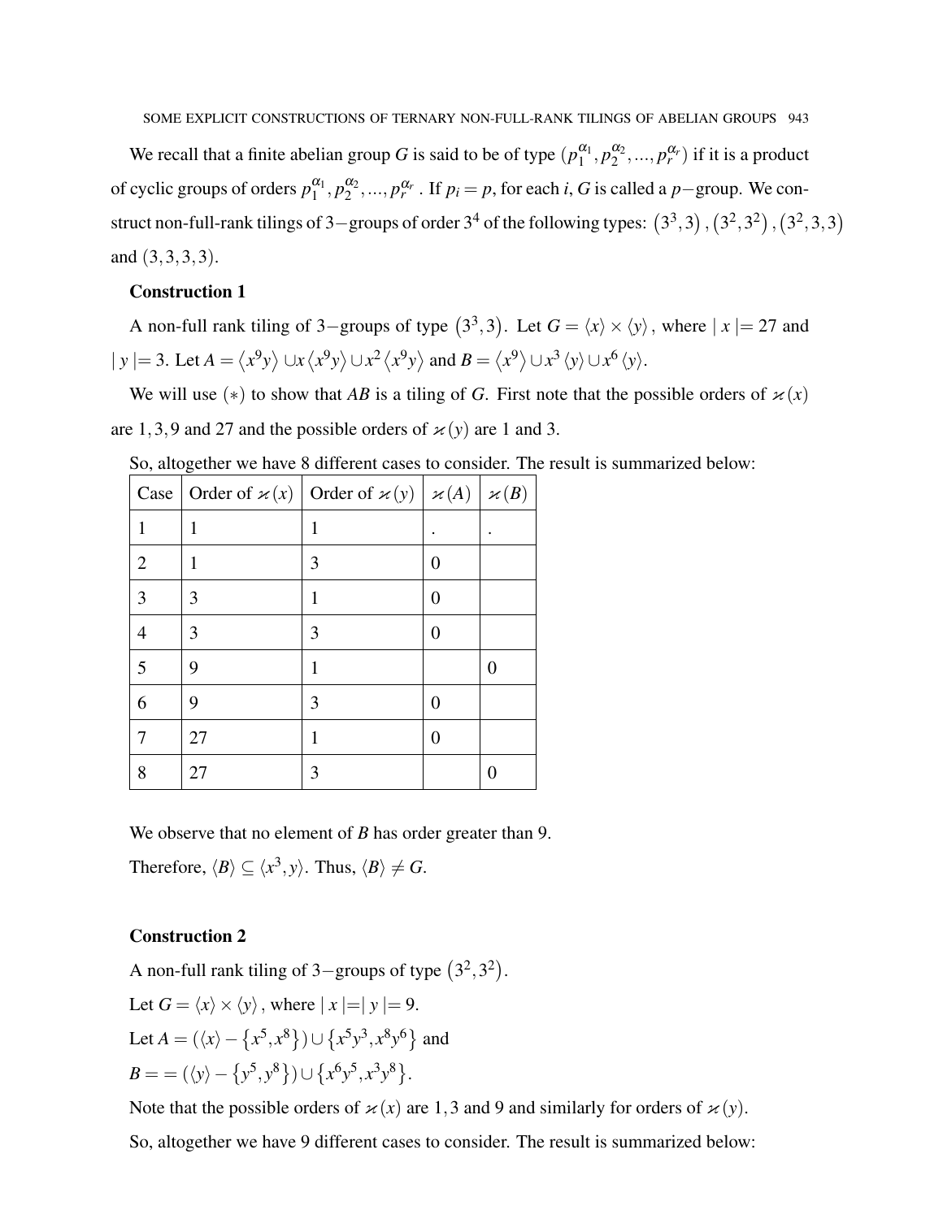We recall that a finite abelian group $G$ is said to be of type $(p_1^{\alpha_1}, p_2^{\alpha_2}, ..., p_r^{\alpha_r})$ if it is a product of cyclic groups of orders $p_1^{\alpha_1}, p_2^{\alpha_2}, ..., p_r^{\alpha_r}$. If $p_i = p$, for each $i$, $G$ is called a $p-$group. We construct non-full-rank tilings of $3-$groups of order $3^4$ of the following types: $(3^3, 3)$, $(3^2, 3^2)$, $(3^2, 3, 3)$ and $(3, 3, 3, 3)$.

**Construction 1**

A non-full rank tiling of $3-$groups of type $(3^3, 3)$. Let $G = \langle x \rangle \times \langle y \rangle$, where $|x| = 27$ and $|y| = 3$. Let $A = \langle x^9 y \rangle \cup x \langle x^9 y \rangle \cup x^2 \langle x^9 y \rangle$ and $B = \langle x^9 \rangle \cup x^3 \langle y \rangle \cup x^6 \langle y \rangle$.

We will use $(*)$ to show that $AB$ is a tiling of $G$. First note that the possible orders of $\varkappa(x)$ are $1, 3, 9$ and $27$ and the possible orders of $\varkappa(y)$ are $1$ and $3$.

So, altogether we have 8 different cases to consider. The result is summarized below:

| Case | Order of $\varkappa(x)$ | Order of $\varkappa(y)$ | $\varkappa(A)$ | $\varkappa(B)$ |
|---|---|---|---|---|
| 1 | 1 | 1 | . | . |
| 2 | 1 | 3 | 0 | |
| 3 | 3 | 1 | 0 | |
| 4 | 3 | 3 | 0 | |
| 5 | 9 | 1 | | 0 |
| 6 | 9 | 3 | 0 | |
| 7 | 27 | 1 | 0 | |
| 8 | 27 | 3 | | 0 |

We observe that no element of $B$ has order greater than 9.

Therefore, $\langle B \rangle \subseteq \langle x^3, y \rangle$. Thus, $\langle B \rangle \neq G$.

**Construction 2**

A non-full rank tiling of $3-$groups of type $(3^2, 3^2)$.

Let $G = \langle x \rangle \times \langle y \rangle$, where $|x| = |y| = 9$.

Let $A = (\langle x \rangle - \{x^5, x^8\}) \cup \{x^5 y^3, x^8 y^6\}$ and

$B = = (\langle y \rangle - \{y^5, y^8\}) \cup \{x^6 y^5, x^3 y^8\}$.

Note that the possible orders of $\varkappa(x)$ are $1, 3$ and $9$ and similarly for orders of $\varkappa(y)$.

So, altogether we have 9 different cases to consider. The result is summarized below: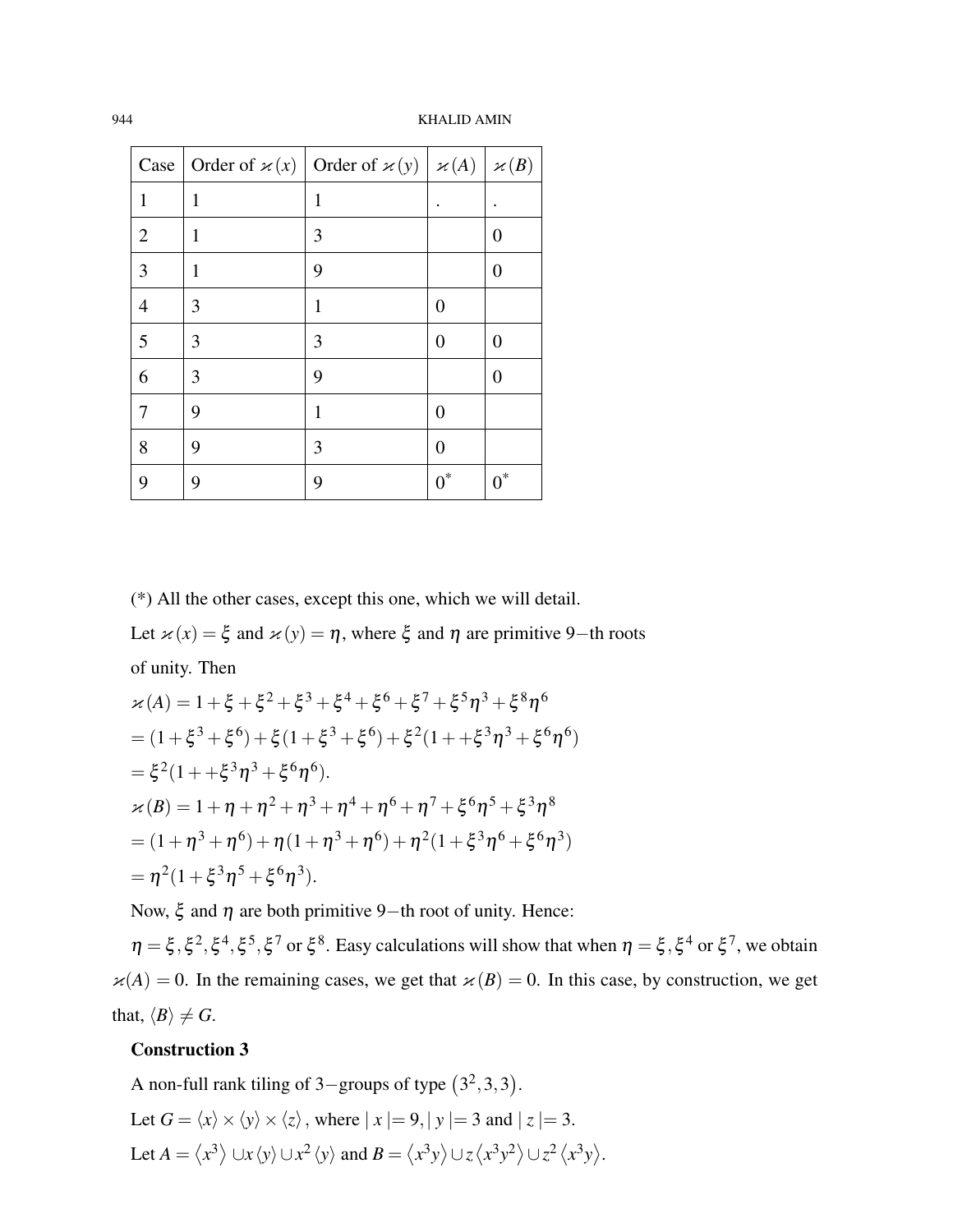| Case | Order of $\varkappa(x)$ | Order of $\varkappa(y)$ | $\varkappa(A)$ | $\varkappa(B)$ |
|---|---|---|---|---|
| 1 | 1 | 1 | . | . |
| 2 | 1 | 3 | | 0 |
| 3 | 1 | 9 | | 0 |
| 4 | 3 | 1 | 0 | |
| 5 | 3 | 3 | 0 | 0 |
| 6 | 3 | 9 | | 0 |
| 7 | 9 | 1 | 0 | |
| 8 | 9 | 3 | 0 | |
| 9 | 9 | 9 | $0^*$ | $0^*$ |

(*) All the other cases, except this one, which we will detail.

Let $\varkappa(x) = \xi$ and $\varkappa(y) = \eta$, where $\xi$ and $\eta$ are primitive 9−th roots of unity. Then

$\varkappa(A) = 1 + \xi + \xi^2 + \xi^3 + \xi^4 + \xi^6 + \xi^7 + \xi^5\eta^3 + \xi^8\eta^6$

$= (1 + \xi^3 + \xi^6) + \xi(1 + \xi^3 + \xi^6) + \xi^2(1 + +\xi^3\eta^3 + \xi^6\eta^6)$

$= \xi^2(1 + +\xi^3\eta^3 + \xi^6\eta^6)$.

$\varkappa(B) = 1 + \eta + \eta^2 + \eta^3 + \eta^4 + \eta^6 + \eta^7 + \xi^6\eta^5 + \xi^3\eta^8$

$= (1 + \eta^3 + \eta^6) + \eta(1 + \eta^3 + \eta^6) + \eta^2(1 + \xi^3\eta^6 + \xi^6\eta^3)$

$= \eta^2(1 + \xi^3\eta^5 + \xi^6\eta^3)$.

Now, $\xi$ and $\eta$ are both primitive 9−th root of unity. Hence:

$\eta = \xi, \xi^2, \xi^4, \xi^5, \xi^7$ or $\xi^8$. Easy calculations will show that when $\eta = \xi, \xi^4$ or $\xi^7$, we obtain $\varkappa(A) = 0$. In the remaining cases, we get that $\varkappa(B) = 0$. In this case, by construction, we get that, $\langle B \rangle \neq G$.

**Construction 3**

A non-full rank tiling of 3−groups of type $(3^2, 3, 3)$.

Let $G = \langle x \rangle \times \langle y \rangle \times \langle z \rangle$, where $|x| = 9, |y| = 3$ and $|z| = 3$.

Let $A = \langle x^3 \rangle \cup x\langle y \rangle \cup x^2\langle y \rangle$ and $B = \langle x^3y \rangle \cup z\langle x^3y^2 \rangle \cup z^2\langle x^3y \rangle$.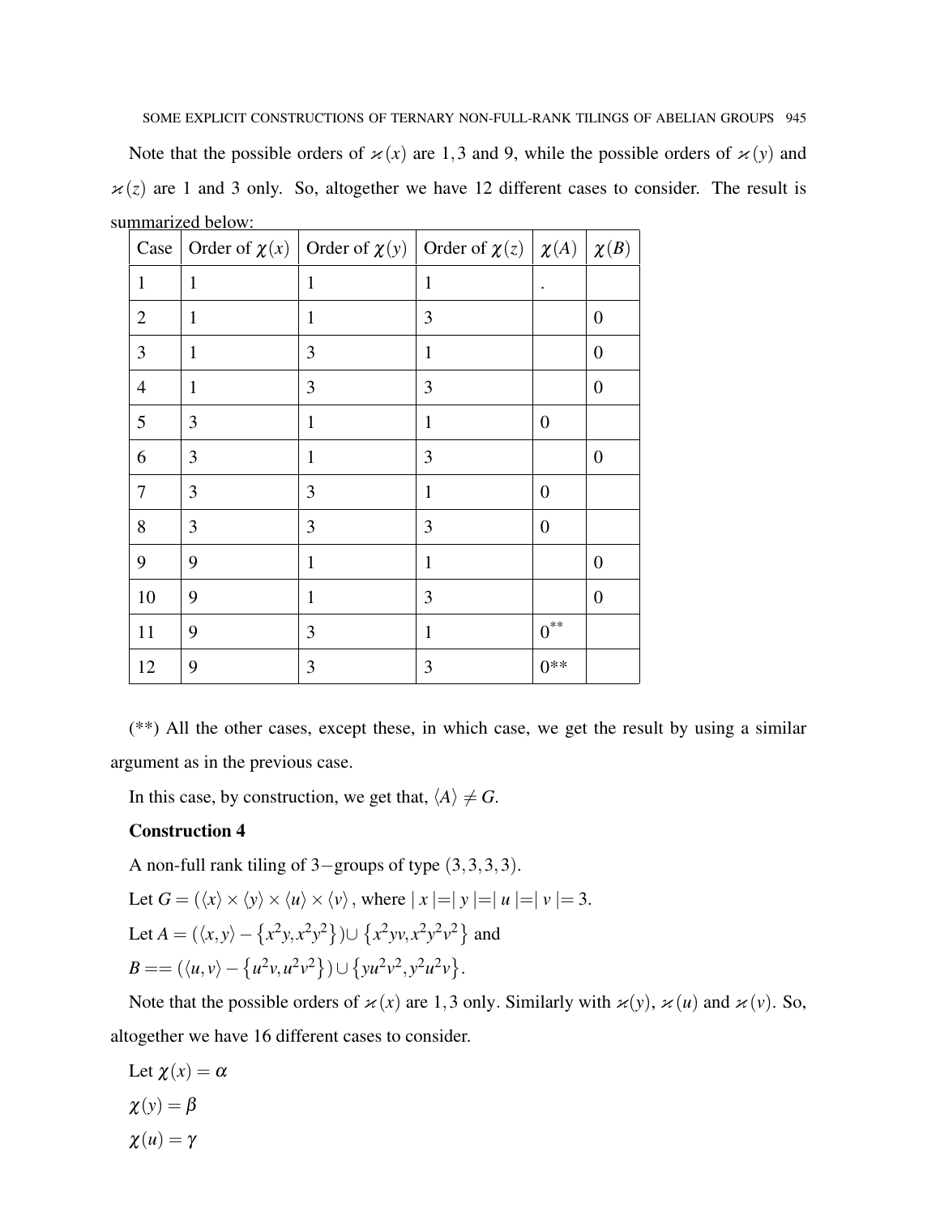Note that the possible orders of $\varkappa(x)$ are $1,3$ and $9$, while the possible orders of $\varkappa(y)$ and $\varkappa(z)$ are 1 and 3 only. So, altogether we have 12 different cases to consider. The result is summarized below:

| Case | Order of $\chi(x)$ | Order of $\chi(y)$ | Order of $\chi(z)$ | $\chi(A)$ | $\chi(B)$ |
|---|---|---|---|---|---|
| 1 | 1 | 1 | 1 | . | |
| 2 | 1 | 1 | 3 | | 0 |
| 3 | 1 | 3 | 1 | | 0 |
| 4 | 1 | 3 | 3 | | 0 |
| 5 | 3 | 1 | 1 | 0 | |
| 6 | 3 | 1 | 3 | | 0 |
| 7 | 3 | 3 | 1 | 0 | |
| 8 | 3 | 3 | 3 | 0 | |
| 9 | 9 | 1 | 1 | | 0 |
| 10 | 9 | 1 | 3 | | 0 |
| 11 | 9 | 3 | 1 | $0^{**}$ | |
| 12 | 9 | 3 | 3 | 0** | |

(**) All the other cases, except these, in which case, we get the result by using a similar argument as in the previous case.

In this case, by construction, we get that, $\langle A\rangle \neq G$.

**Construction 4**

A non-full rank tiling of $3-$groups of type $(3,3,3,3)$.

Let $G=(\langle x\rangle \times \langle y\rangle \times \langle u\rangle \times \langle v\rangle$, where $|x|=|y|=|u|=|v|=3$.

Let $A=(\langle x,y\rangle -\left\{x^2y,x^2y^2\right\})\cup \left\{x^2yv,x^2y^2v^2\right\}$ and

$B==(\langle u,v\rangle -\left\{u^2v,u^2v^2\right\})\cup \left\{yu^2v^2,y^2u^2v\right\}$.

Note that the possible orders of $\varkappa(x)$ are $1,3$ only. Similarly with $\varkappa(y)$, $\varkappa(u)$ and $\varkappa(v)$. So, altogether we have 16 different cases to consider.

Let $\chi(x)=\alpha$

$\chi(y)=\beta$

$\chi(u)=\gamma$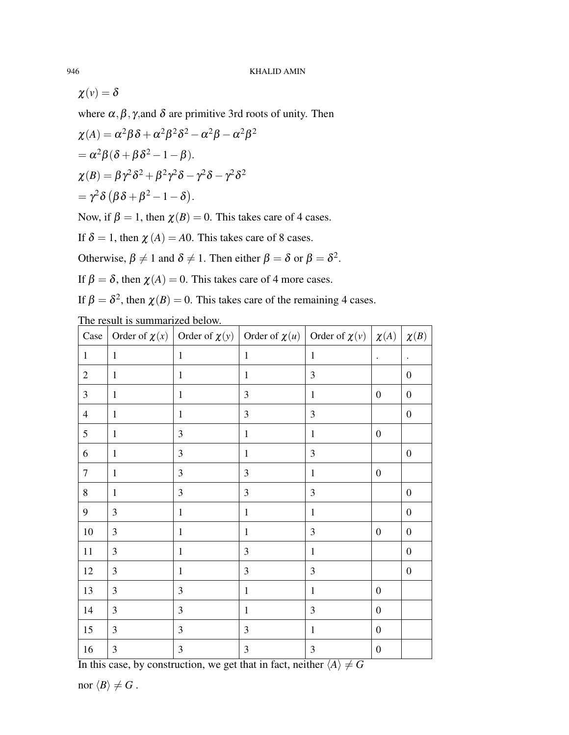$\chi(v) = \delta$

where $\alpha, \beta, \gamma,$and $\delta$ are primitive 3rd roots of unity. Then

$\chi(A) = \alpha^2\beta\delta + \alpha^2\beta^2\delta^2 - \alpha^2\beta - \alpha^2\beta^2$

$= \alpha^2\beta(\delta + \beta\delta^2 - 1 - \beta).$

$\chi(B) = \beta\gamma^2\delta^2 + \beta^2\gamma^2\delta - \gamma^2\delta - \gamma^2\delta^2$

$= \gamma^2\delta\left(\beta\delta + \beta^2 - 1 - \delta\right).$

Now, if $\beta = 1$, then $\chi(B) = 0$. This takes care of 4 cases.

If $\delta = 1$, then $\chi(A) = A0$. This takes care of 8 cases.

Otherwise, $\beta \neq 1$ and $\delta \neq 1$. Then either $\beta = \delta$ or $\beta = \delta^2$.

If $\beta = \delta$, then $\chi(A) = 0$. This takes care of 4 more cases.

If $\beta = \delta^2$, then $\chi(B) = 0$. This takes care of the remaining 4 cases.

The result is summarized below.

| Case | Order of $\chi(x)$ | Order of $\chi(y)$ | Order of $\chi(u)$ | Order of $\chi(v)$ | $\chi(A)$ | $\chi(B)$ |
|---|---|---|---|---|---|---|
| 1 | 1 | 1 | 1 | 1 | . | . |
| 2 | 1 | 1 | 1 | 3 | | 0 |
| 3 | 1 | 1 | 3 | 1 | 0 | 0 |
| 4 | 1 | 1 | 3 | 3 | | 0 |
| 5 | 1 | 3 | 1 | 1 | 0 | |
| 6 | 1 | 3 | 1 | 3 | | 0 |
| 7 | 1 | 3 | 3 | 1 | 0 | |
| 8 | 1 | 3 | 3 | 3 | | 0 |
| 9 | 3 | 1 | 1 | 1 | | 0 |
| 10 | 3 | 1 | 1 | 3 | 0 | 0 |
| 11 | 3 | 1 | 3 | 1 | | 0 |
| 12 | 3 | 1 | 3 | 3 | | 0 |
| 13 | 3 | 3 | 1 | 1 | 0 | |
| 14 | 3 | 3 | 1 | 3 | 0 | |
| 15 | 3 | 3 | 3 | 1 | 0 | |
| 16 | 3 | 3 | 3 | 3 | 0 | |

In this case, by construction, we get that in fact, neither $\langle A \rangle \neq G$ nor $\langle B \rangle \neq G$ .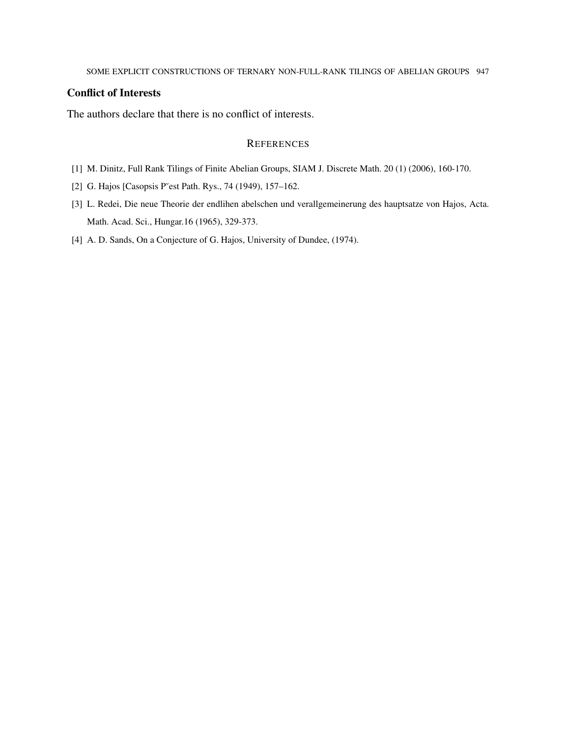## Conflict of Interests

The authors declare that there is no conflict of interests.

## REFERENCES

[1] M. Dinitz, Full Rank Tilings of Finite Abelian Groups, SIAM J. Discrete Math. 20 (1) (2006), 160-170.

[2] G. Hajos [Casopsis P˘est Path. Rys., 74 (1949), 157–162.

[3] L. Redei, Die neue Theorie der endlihen abelschen und verallgemeinerung des hauptsatze von Hajos, Acta. Math. Acad. Sci., Hungar.16 (1965), 329-373.

[4] A. D. Sands, On a Conjecture of G. Hajos, University of Dundee, (1974).